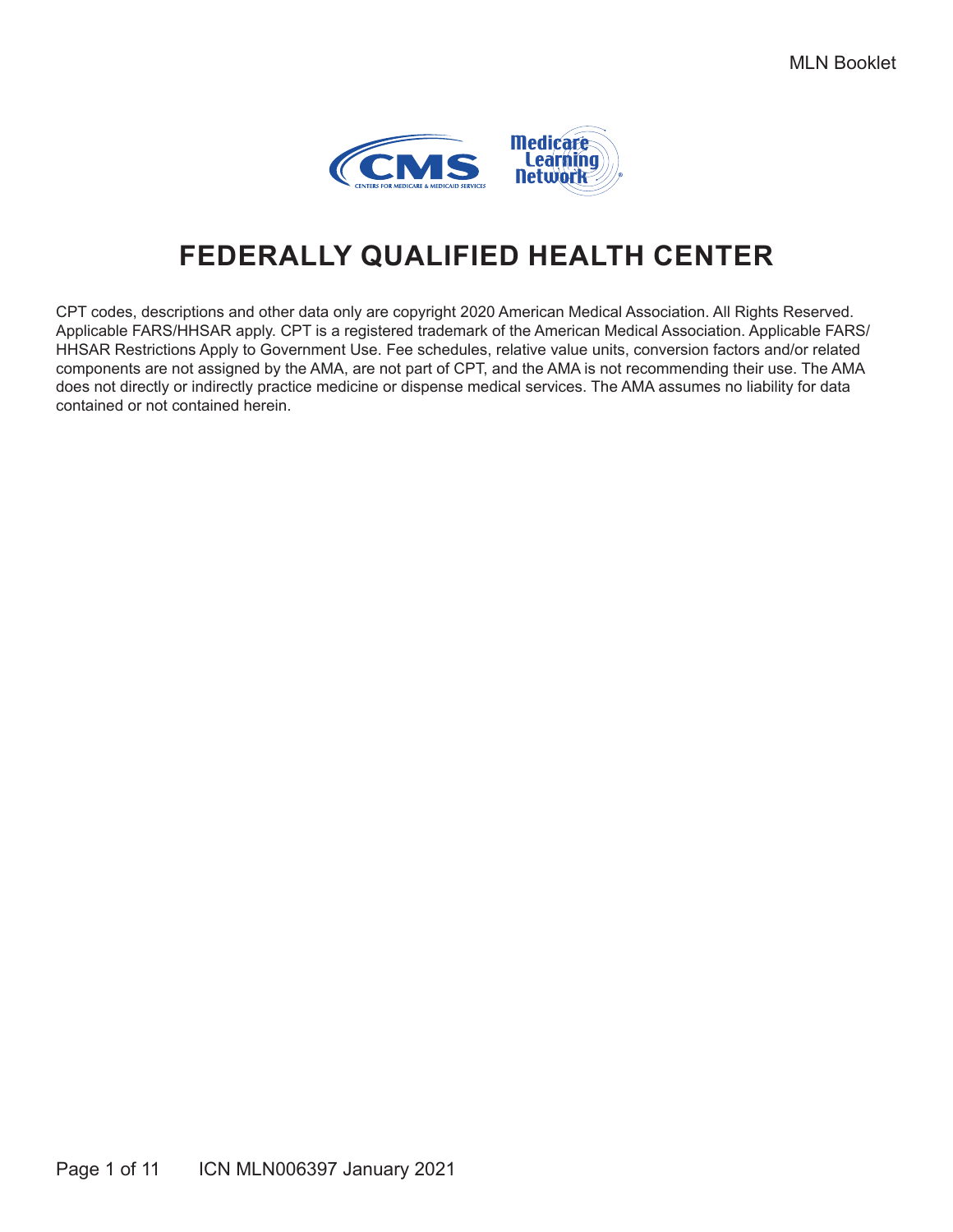MLN Booklet

# FEDERALLY QUALIFIED HEALTH CENTER

CPT codes, descriptions and other data only are copyright 2020 American Medical Association. All Rights Reserved. Applicable FARS/HHSAR apply. CPT is a registered trademark of the American Medical Association. Applicable FARS/HHSAR Restrictions Apply to Government Use. Fee schedules, relative value units, conversion factors and/or related components are not assigned by the AMA, are not part of CPT, and the AMA is not recommending their use. The AMA does not directly or indirectly practice medicine or dispense medical services. The AMA assumes no liability for data contained or not contained herein.

ICN MLN006397 January 2021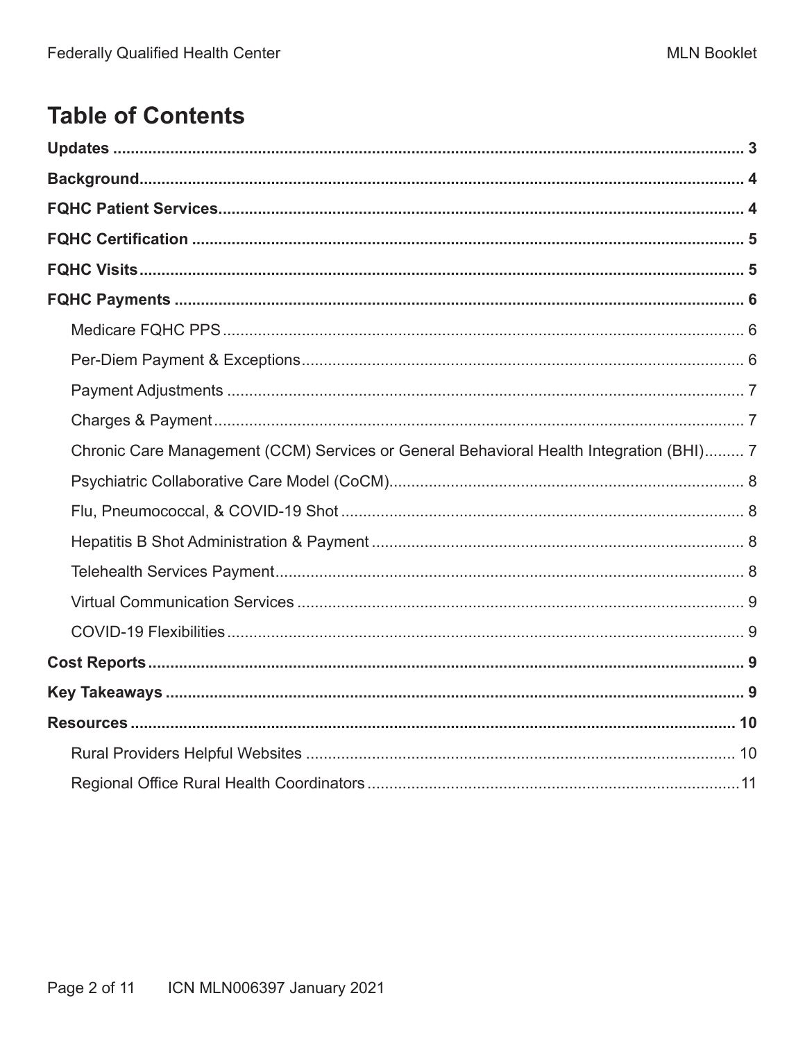# Table of Contents

**Updates** ... 3

**Background** ... 4

**FQHC Patient Services** ... 4

**FQHC Certification** ... 5

**FQHC Visits** ... 5

**FQHC Payments** ... 6

- Medicare FQHC PPS ... 6
- Per-Diem Payment & Exceptions ... 6
- Payment Adjustments ... 7
- Charges & Payment ... 7
- Chronic Care Management (CCM) Services or General Behavioral Health Integration (BHI) ... 7
- Psychiatric Collaborative Care Model (CoCM) ... 8
- Flu, Pneumococcal, & COVID-19 Shot ... 8
- Hepatitis B Shot Administration & Payment ... 8
- Telehealth Services Payment ... 8
- Virtual Communication Services ... 9
- COVID-19 Flexibilities ... 9

**Cost Reports** ... 9

**Key Takeaways** ... 9

**Resources** ... 10

- Rural Providers Helpful Websites ... 10
- Regional Office Rural Health Coordinators ... 11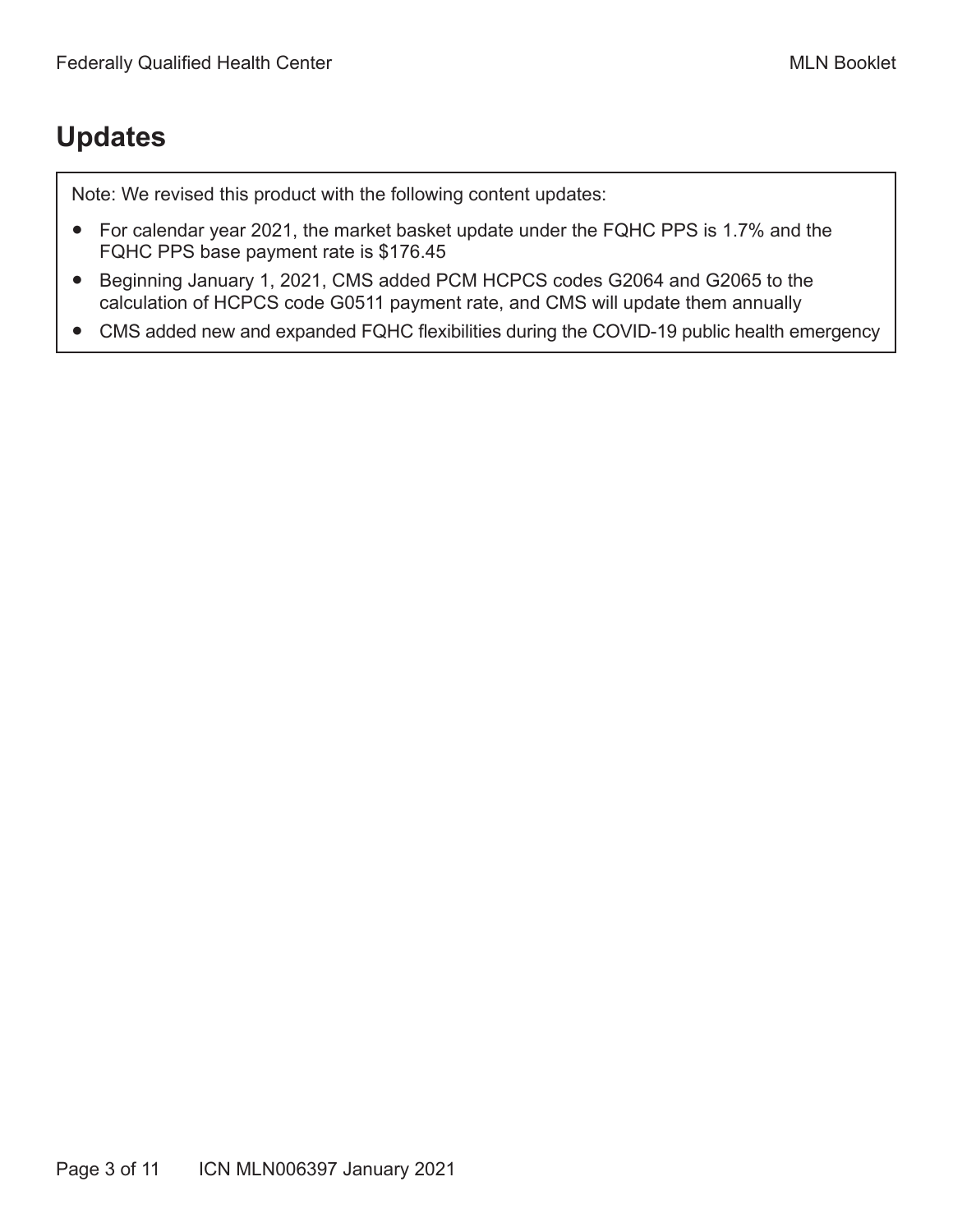## Updates

Note: We revised this product with the following content updates:

- For calendar year 2021, the market basket update under the FQHC PPS is 1.7% and the FQHC PPS base payment rate is $176.45
- Beginning January 1, 2021, CMS added PCM HCPCS codes G2064 and G2065 to the calculation of HCPCS code G0511 payment rate, and CMS will update them annually
- CMS added new and expanded FQHC flexibilities during the COVID-19 public health emergency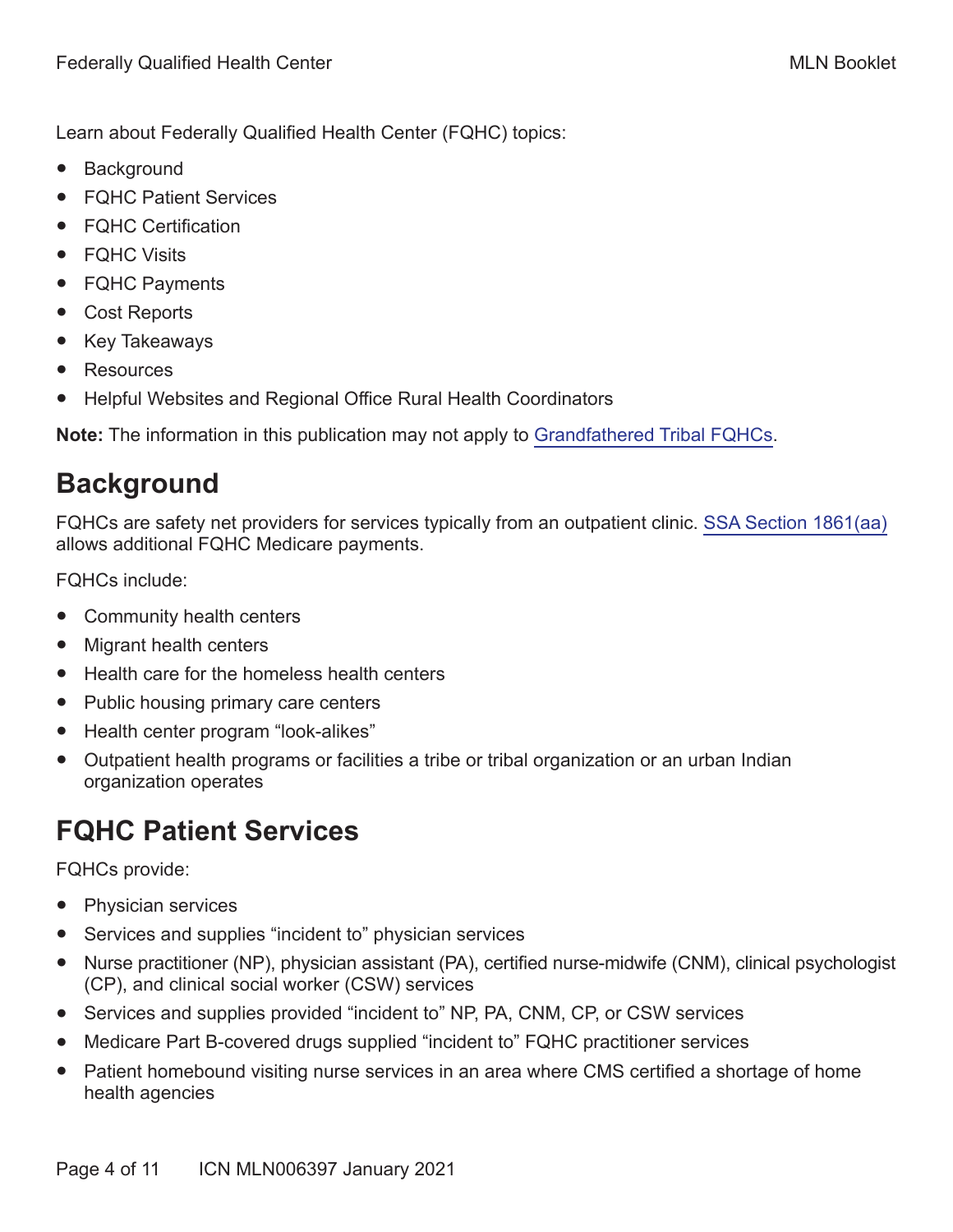Learn about Federally Qualified Health Center (FQHC) topics:

- Background
- FQHC Patient Services
- FQHC Certification
- FQHC Visits
- FQHC Payments
- Cost Reports
- Key Takeaways
- Resources
- Helpful Websites and Regional Office Rural Health Coordinators

**Note:** The information in this publication may not apply to Grandfathered Tribal FQHCs.

## Background

FQHCs are safety net providers for services typically from an outpatient clinic. SSA Section 1861(aa) allows additional FQHC Medicare payments.

FQHCs include:

- Community health centers
- Migrant health centers
- Health care for the homeless health centers
- Public housing primary care centers
- Health center program "look-alikes"
- Outpatient health programs or facilities a tribe or tribal organization or an urban Indian organization operates

## FQHC Patient Services

FQHCs provide:

- Physician services
- Services and supplies "incident to" physician services
- Nurse practitioner (NP), physician assistant (PA), certified nurse-midwife (CNM), clinical psychologist (CP), and clinical social worker (CSW) services
- Services and supplies provided "incident to" NP, PA, CNM, CP, or CSW services
- Medicare Part B-covered drugs supplied "incident to" FQHC practitioner services
- Patient homebound visiting nurse services in an area where CMS certified a shortage of home health agencies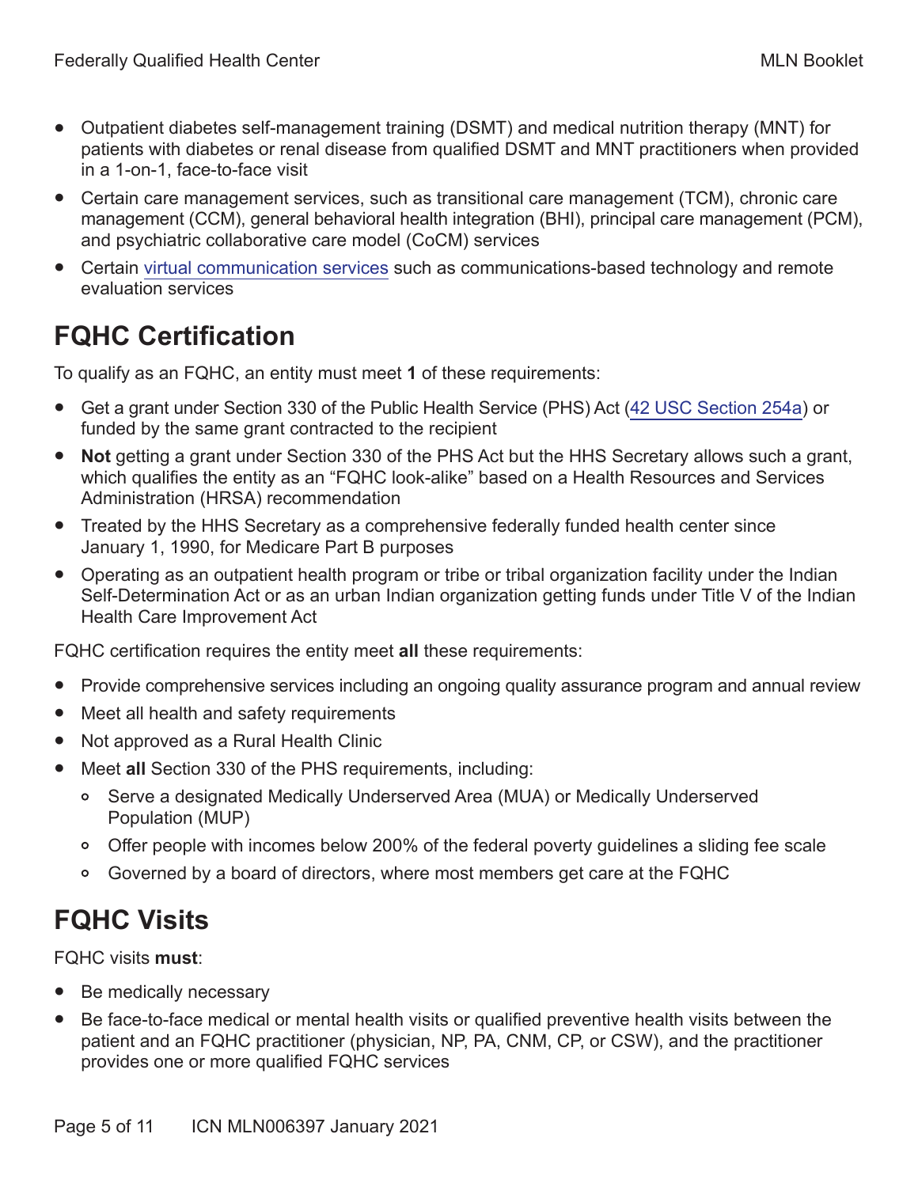- Outpatient diabetes self-management training (DSMT) and medical nutrition therapy (MNT) for patients with diabetes or renal disease from qualified DSMT and MNT practitioners when provided in a 1-on-1, face-to-face visit
- Certain care management services, such as transitional care management (TCM), chronic care management (CCM), general behavioral health integration (BHI), principal care management (PCM), and psychiatric collaborative care model (CoCM) services
- Certain virtual communication services such as communications-based technology and remote evaluation services

## FQHC Certification

To qualify as an FQHC, an entity must meet **1** of these requirements:

- Get a grant under Section 330 of the Public Health Service (PHS) Act (42 USC Section 254a) or funded by the same grant contracted to the recipient
- **Not** getting a grant under Section 330 of the PHS Act but the HHS Secretary allows such a grant, which qualifies the entity as an "FQHC look-alike" based on a Health Resources and Services Administration (HRSA) recommendation
- Treated by the HHS Secretary as a comprehensive federally funded health center since January 1, 1990, for Medicare Part B purposes
- Operating as an outpatient health program or tribe or tribal organization facility under the Indian Self-Determination Act or as an urban Indian organization getting funds under Title V of the Indian Health Care Improvement Act

FQHC certification requires the entity meet **all** these requirements:

- Provide comprehensive services including an ongoing quality assurance program and annual review
- Meet all health and safety requirements
- Not approved as a Rural Health Clinic
- Meet **all** Section 330 of the PHS requirements, including:
  - Serve a designated Medically Underserved Area (MUA) or Medically Underserved Population (MUP)
  - Offer people with incomes below 200% of the federal poverty guidelines a sliding fee scale
  - Governed by a board of directors, where most members get care at the FQHC

## FQHC Visits

FQHC visits **must**:

- Be medically necessary
- Be face-to-face medical or mental health visits or qualified preventive health visits between the patient and an FQHC practitioner (physician, NP, PA, CNM, CP, or CSW), and the practitioner provides one or more qualified FQHC services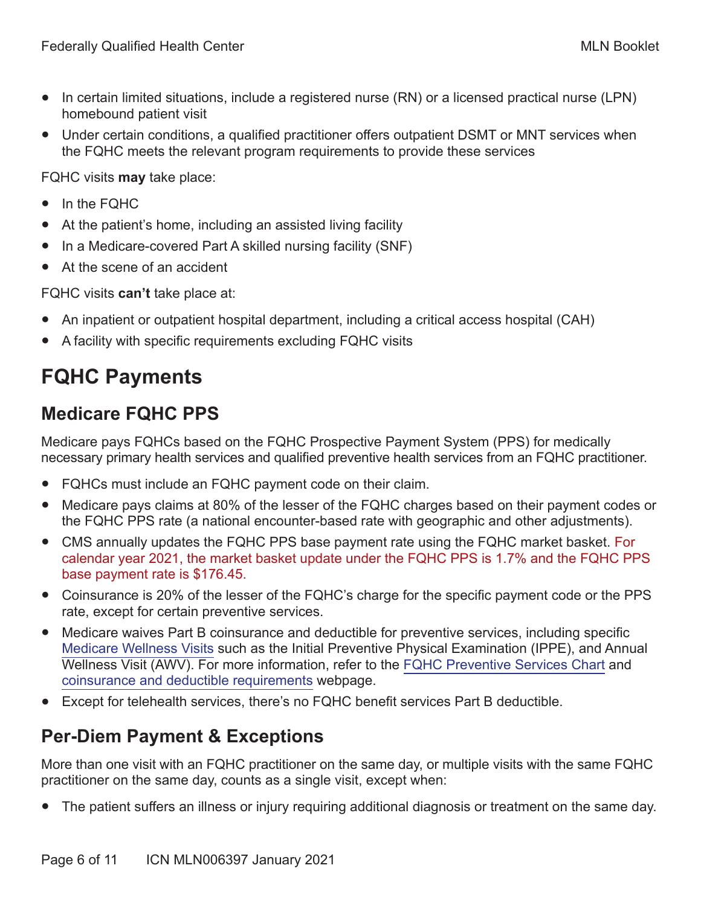- In certain limited situations, include a registered nurse (RN) or a licensed practical nurse (LPN) homebound patient visit
- Under certain conditions, a qualified practitioner offers outpatient DSMT or MNT services when the FQHC meets the relevant program requirements to provide these services

FQHC visits **may** take place:

- In the FQHC
- At the patient's home, including an assisted living facility
- In a Medicare-covered Part A skilled nursing facility (SNF)
- At the scene of an accident

FQHC visits **can't** take place at:

- An inpatient or outpatient hospital department, including a critical access hospital (CAH)
- A facility with specific requirements excluding FQHC visits

## FQHC Payments

### Medicare FQHC PPS

Medicare pays FQHCs based on the FQHC Prospective Payment System (PPS) for medically necessary primary health services and qualified preventive health services from an FQHC practitioner.

- FQHCs must include an FQHC payment code on their claim.
- Medicare pays claims at 80% of the lesser of the FQHC charges based on their payment codes or the FQHC PPS rate (a national encounter-based rate with geographic and other adjustments).
- CMS annually updates the FQHC PPS base payment rate using the FQHC market basket. For calendar year 2021, the market basket update under the FQHC PPS is 1.7% and the FQHC PPS base payment rate is $176.45.
- Coinsurance is 20% of the lesser of the FQHC's charge for the specific payment code or the PPS rate, except for certain preventive services.
- Medicare waives Part B coinsurance and deductible for preventive services, including specific Medicare Wellness Visits such as the Initial Preventive Physical Examination (IPPE), and Annual Wellness Visit (AWV). For more information, refer to the FQHC Preventive Services Chart and coinsurance and deductible requirements webpage.
- Except for telehealth services, there's no FQHC benefit services Part B deductible.

### Per-Diem Payment & Exceptions

More than one visit with an FQHC practitioner on the same day, or multiple visits with the same FQHC practitioner on the same day, counts as a single visit, except when:

- The patient suffers an illness or injury requiring additional diagnosis or treatment on the same day.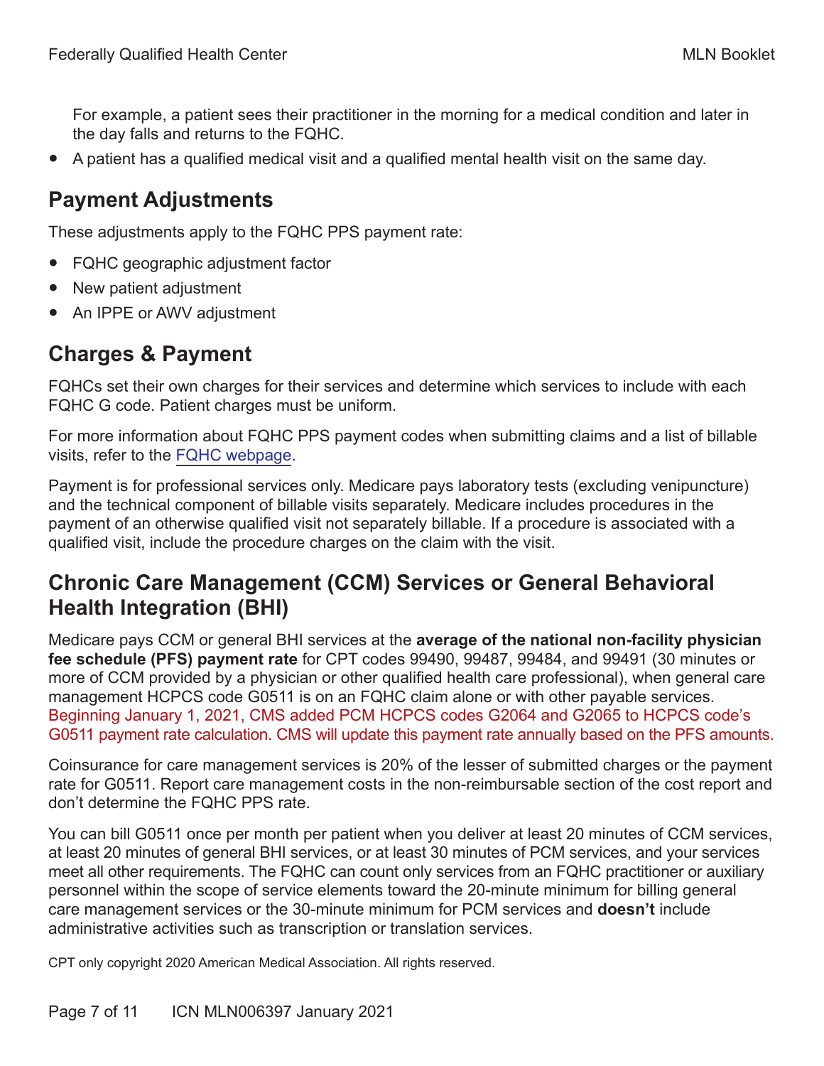For example, a patient sees their practitioner in the morning for a medical condition and later in the day falls and returns to the FQHC.

- A patient has a qualified medical visit and a qualified mental health visit on the same day.

## Payment Adjustments

These adjustments apply to the FQHC PPS payment rate:

- FQHC geographic adjustment factor
- New patient adjustment
- An IPPE or AWV adjustment

## Charges & Payment

FQHCs set their own charges for their services and determine which services to include with each FQHC G code. Patient charges must be uniform.

For more information about FQHC PPS payment codes when submitting claims and a list of billable visits, refer to the FQHC webpage.

Payment is for professional services only. Medicare pays laboratory tests (excluding venipuncture) and the technical component of billable visits separately. Medicare includes procedures in the payment of an otherwise qualified visit not separately billable. If a procedure is associated with a qualified visit, include the procedure charges on the claim with the visit.

## Chronic Care Management (CCM) Services or General Behavioral Health Integration (BHI)

Medicare pays CCM or general BHI services at the **average of the national non-facility physician fee schedule (PFS) payment rate** for CPT codes 99490, 99487, 99484, and 99491 (30 minutes or more of CCM provided by a physician or other qualified health care professional), when general care management HCPCS code G0511 is on an FQHC claim alone or with other payable services. Beginning January 1, 2021, CMS added PCM HCPCS codes G2064 and G2065 to HCPCS code's G0511 payment rate calculation. CMS will update this payment rate annually based on the PFS amounts.

Coinsurance for care management services is 20% of the lesser of submitted charges or the payment rate for G0511. Report care management costs in the non-reimbursable section of the cost report and don't determine the FQHC PPS rate.

You can bill G0511 once per month per patient when you deliver at least 20 minutes of CCM services, at least 20 minutes of general BHI services, or at least 30 minutes of PCM services, and your services meet all other requirements. The FQHC can count only services from an FQHC practitioner or auxiliary personnel within the scope of service elements toward the 20-minute minimum for billing general care management services or the 30-minute minimum for PCM services and **doesn't** include administrative activities such as transcription or translation services.

CPT only copyright 2020 American Medical Association. All rights reserved.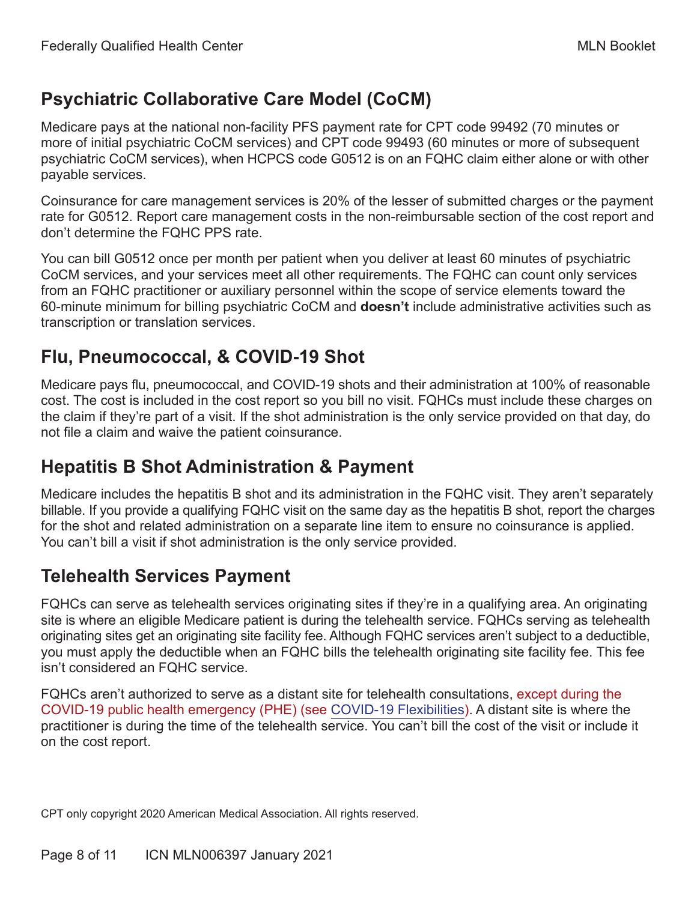## Psychiatric Collaborative Care Model (CoCM)

Medicare pays at the national non-facility PFS payment rate for CPT code 99492 (70 minutes or more of initial psychiatric CoCM services) and CPT code 99493 (60 minutes or more of subsequent psychiatric CoCM services), when HCPCS code G0512 is on an FQHC claim either alone or with other payable services.

Coinsurance for care management services is 20% of the lesser of submitted charges or the payment rate for G0512. Report care management costs in the non-reimbursable section of the cost report and don't determine the FQHC PPS rate.

You can bill G0512 once per month per patient when you deliver at least 60 minutes of psychiatric CoCM services, and your services meet all other requirements. The FQHC can count only services from an FQHC practitioner or auxiliary personnel within the scope of service elements toward the 60-minute minimum for billing psychiatric CoCM and **doesn't** include administrative activities such as transcription or translation services.

## Flu, Pneumococcal, & COVID-19 Shot

Medicare pays flu, pneumococcal, and COVID-19 shots and their administration at 100% of reasonable cost. The cost is included in the cost report so you bill no visit. FQHCs must include these charges on the claim if they're part of a visit. If the shot administration is the only service provided on that day, do not file a claim and waive the patient coinsurance.

## Hepatitis B Shot Administration & Payment

Medicare includes the hepatitis B shot and its administration in the FQHC visit. They aren't separately billable. If you provide a qualifying FQHC visit on the same day as the hepatitis B shot, report the charges for the shot and related administration on a separate line item to ensure no coinsurance is applied. You can't bill a visit if shot administration is the only service provided.

## Telehealth Services Payment

FQHCs can serve as telehealth services originating sites if they're in a qualifying area. An originating site is where an eligible Medicare patient is during the telehealth service. FQHCs serving as telehealth originating sites get an originating site facility fee. Although FQHC services aren't subject to a deductible, you must apply the deductible when an FQHC bills the telehealth originating site facility fee. This fee isn't considered an FQHC service.

FQHCs aren't authorized to serve as a distant site for telehealth consultations, except during the COVID-19 public health emergency (PHE) (see COVID-19 Flexibilities). A distant site is where the practitioner is during the time of the telehealth service. You can't bill the cost of the visit or include it on the cost report.

CPT only copyright 2020 American Medical Association. All rights reserved.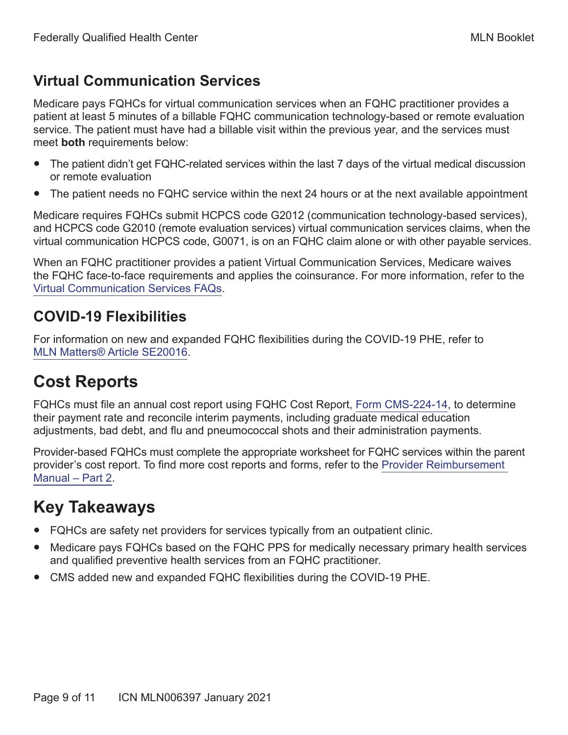### Virtual Communication Services

Medicare pays FQHCs for virtual communication services when an FQHC practitioner provides a patient at least 5 minutes of a billable FQHC communication technology-based or remote evaluation service. The patient must have had a billable visit within the previous year, and the services must meet **both** requirements below:

- The patient didn't get FQHC-related services within the last 7 days of the virtual medical discussion or remote evaluation
- The patient needs no FQHC service within the next 24 hours or at the next available appointment

Medicare requires FQHCs submit HCPCS code G2012 (communication technology-based services), and HCPCS code G2010 (remote evaluation services) virtual communication services claims, when the virtual communication HCPCS code, G0071, is on an FQHC claim alone or with other payable services.

When an FQHC practitioner provides a patient Virtual Communication Services, Medicare waives the FQHC face-to-face requirements and applies the coinsurance. For more information, refer to the Virtual Communication Services FAQs.

### COVID-19 Flexibilities

For information on new and expanded FQHC flexibilities during the COVID-19 PHE, refer to MLN Matters® Article SE20016.

## Cost Reports

FQHCs must file an annual cost report using FQHC Cost Report, Form CMS-224-14, to determine their payment rate and reconcile interim payments, including graduate medical education adjustments, bad debt, and flu and pneumococcal shots and their administration payments.

Provider-based FQHCs must complete the appropriate worksheet for FQHC services within the parent provider's cost report. To find more cost reports and forms, refer to the Provider Reimbursement Manual – Part 2.

## Key Takeaways

- FQHCs are safety net providers for services typically from an outpatient clinic.
- Medicare pays FQHCs based on the FQHC PPS for medically necessary primary health services and qualified preventive health services from an FQHC practitioner.
- CMS added new and expanded FQHC flexibilities during the COVID-19 PHE.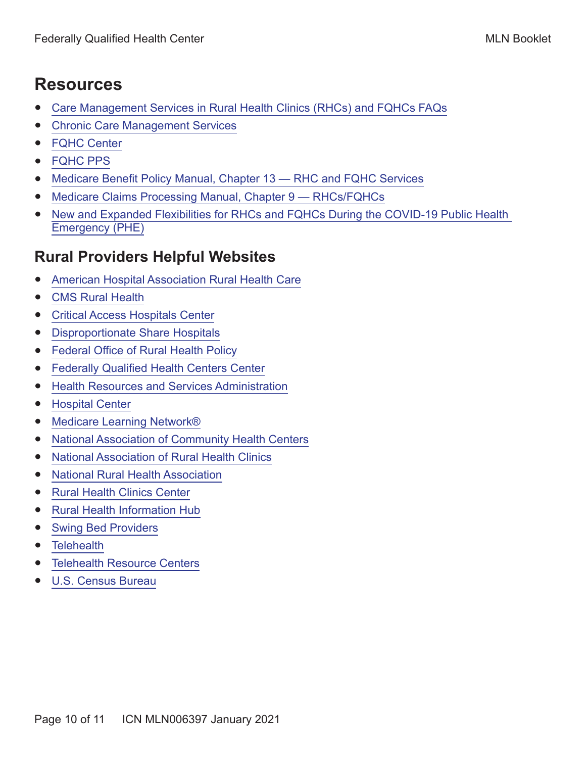## Resources

- Care Management Services in Rural Health Clinics (RHCs) and FQHCs FAQs
- Chronic Care Management Services
- FQHC Center
- FQHC PPS
- Medicare Benefit Policy Manual, Chapter 13 — RHC and FQHC Services
- Medicare Claims Processing Manual, Chapter 9 — RHCs/FQHCs
- New and Expanded Flexibilities for RHCs and FQHCs During the COVID-19 Public Health Emergency (PHE)

## Rural Providers Helpful Websites

- American Hospital Association Rural Health Care
- CMS Rural Health
- Critical Access Hospitals Center
- Disproportionate Share Hospitals
- Federal Office of Rural Health Policy
- Federally Qualified Health Centers Center
- Health Resources and Services Administration
- Hospital Center
- Medicare Learning Network®
- National Association of Community Health Centers
- National Association of Rural Health Clinics
- National Rural Health Association
- Rural Health Clinics Center
- Rural Health Information Hub
- Swing Bed Providers
- Telehealth
- Telehealth Resource Centers
- U.S. Census Bureau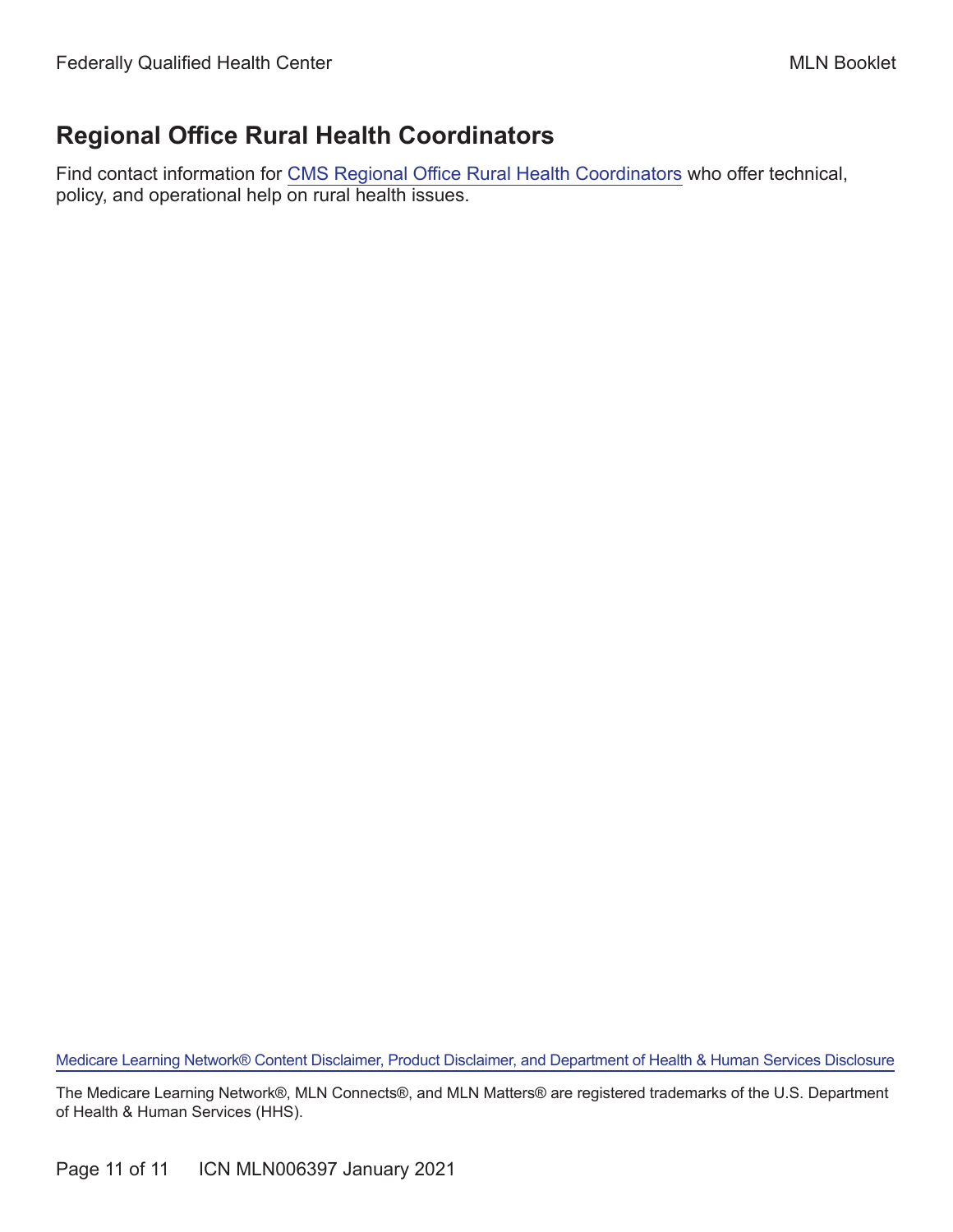## Regional Office Rural Health Coordinators

Find contact information for CMS Regional Office Rural Health Coordinators who offer technical, policy, and operational help on rural health issues.

Medicare Learning Network® Content Disclaimer, Product Disclaimer, and Department of Health & Human Services Disclosure

The Medicare Learning Network®, MLN Connects®, and MLN Matters® are registered trademarks of the U.S. Department of Health & Human Services (HHS).

ICN MLN006397 January 2021